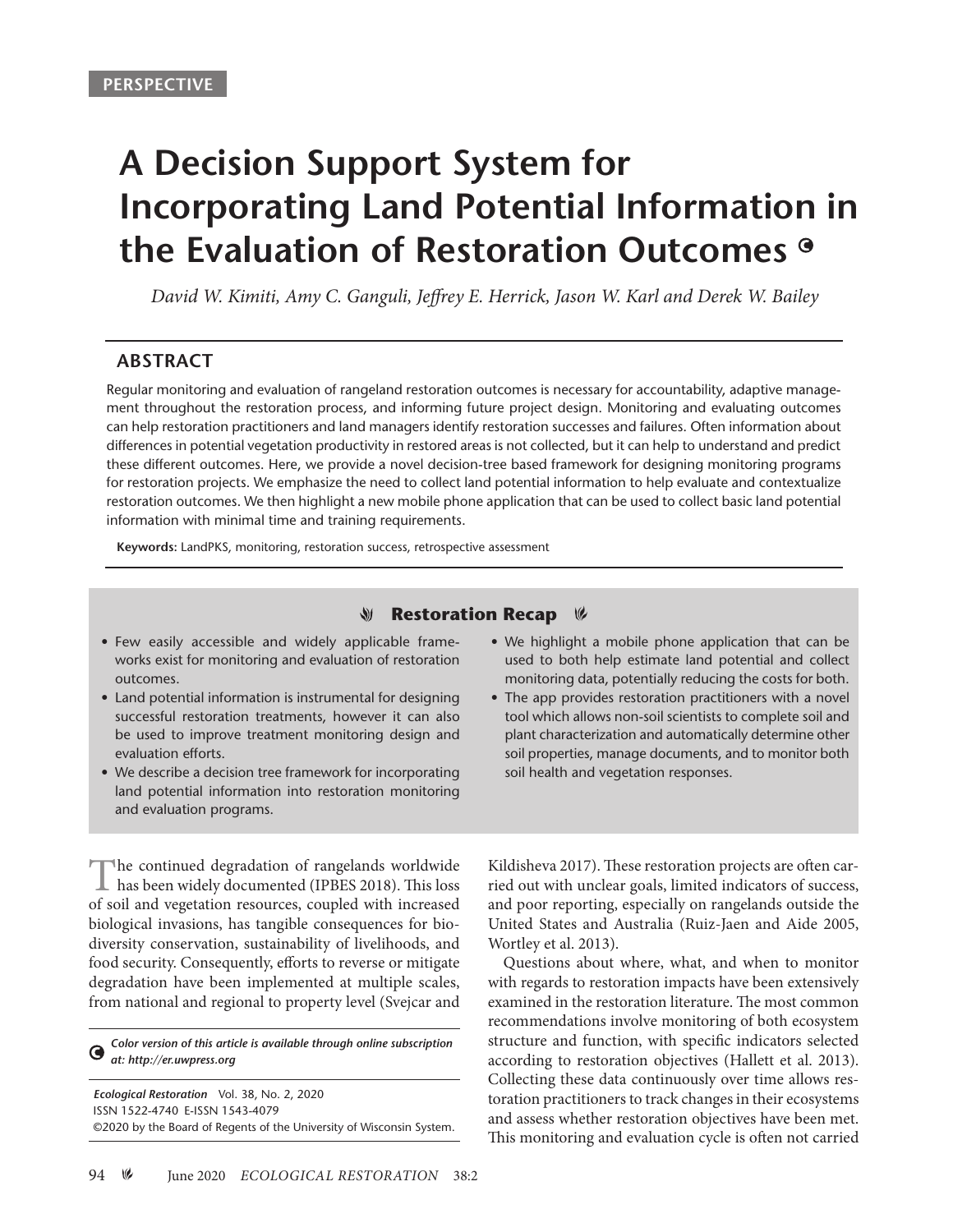PERSPECTIVE

# A Decision Support System for Incorporating Land Potential Information in the Evaluation of Restoration Outcomes

*David W. Kimiti, Amy C. Ganguli, Jeffrey E. Herrick, Jason W. Karl and Derek W. Bailey*

## ABSTRACT

Regular monitoring and evaluation of rangeland restoration outcomes is necessary for accountability, adaptive management throughout the restoration process, and informing future project design. Monitoring and evaluating outcomes can help restoration practitioners and land managers identify restoration successes and failures. Often information about differences in potential vegetation productivity in restored areas is not collected, but it can help to understand and predict these different outcomes. Here, we provide a novel decision-tree based framework for designing monitoring programs for restoration projects. We emphasize the need to collect land potential information to help evaluate and contextualize restoration outcomes. We then highlight a new mobile phone application that can be used to collect basic land potential information with minimal time and training requirements.

**Keywords:** LandPKS, monitoring, restoration success, retrospective assessment

### Restoration Recap

- Few easily accessible and widely applicable frameworks exist for monitoring and evaluation of restoration outcomes.
- Land potential information is instrumental for designing successful restoration treatments, however it can also be used to improve treatment monitoring design and evaluation efforts.
- We describe a decision tree framework for incorporating land potential information into restoration monitoring and evaluation programs.
- We highlight a mobile phone application that can be used to both help estimate land potential and collect monitoring data, potentially reducing the costs for both.
- The app provides restoration practitioners with a novel tool which allows non-soil scientists to complete soil and plant characterization and automatically determine other soil properties, manage documents, and to monitor both soil health and vegetation responses.

The continued degradation of rangelands worldwide has been widely documented (IPBES 2018). This loss of soil and vegetation resources, coupled with increased biological invasions, has tangible consequences for biodiversity conservation, sustainability of livelihoods, and food security. Consequently, efforts to reverse or mitigate degradation have been implemented at multiple scales, from national and regional to property level (Svejcar and Kildisheva 2017). These restoration projects are often carried out with unclear goals, limited indicators of success, and poor reporting, especially on rangelands outside the United States and Australia (Ruiz-Jaen and Aide 2005, Wortley et al. 2013).

Questions about where, what, and when to monitor with regards to restoration impacts have been extensively examined in the restoration literature. The most common recommendations involve monitoring of both ecosystem structure and function, with specific indicators selected according to restoration objectives (Hallett et al. 2013). Collecting these data continuously over time allows restoration practitioners to track changes in their ecosystems and assess whether restoration objectives have been met. This monitoring and evaluation cycle is often not carried

*Color version of this article is available through online subscription at: http://er.uwpress.org*

*Ecological Restoration* Vol. 38, No. 2, 2020
ISSN 1522-4740 E-ISSN 1543-4079
©2020 by the Board of Regents of the University of Wisconsin System.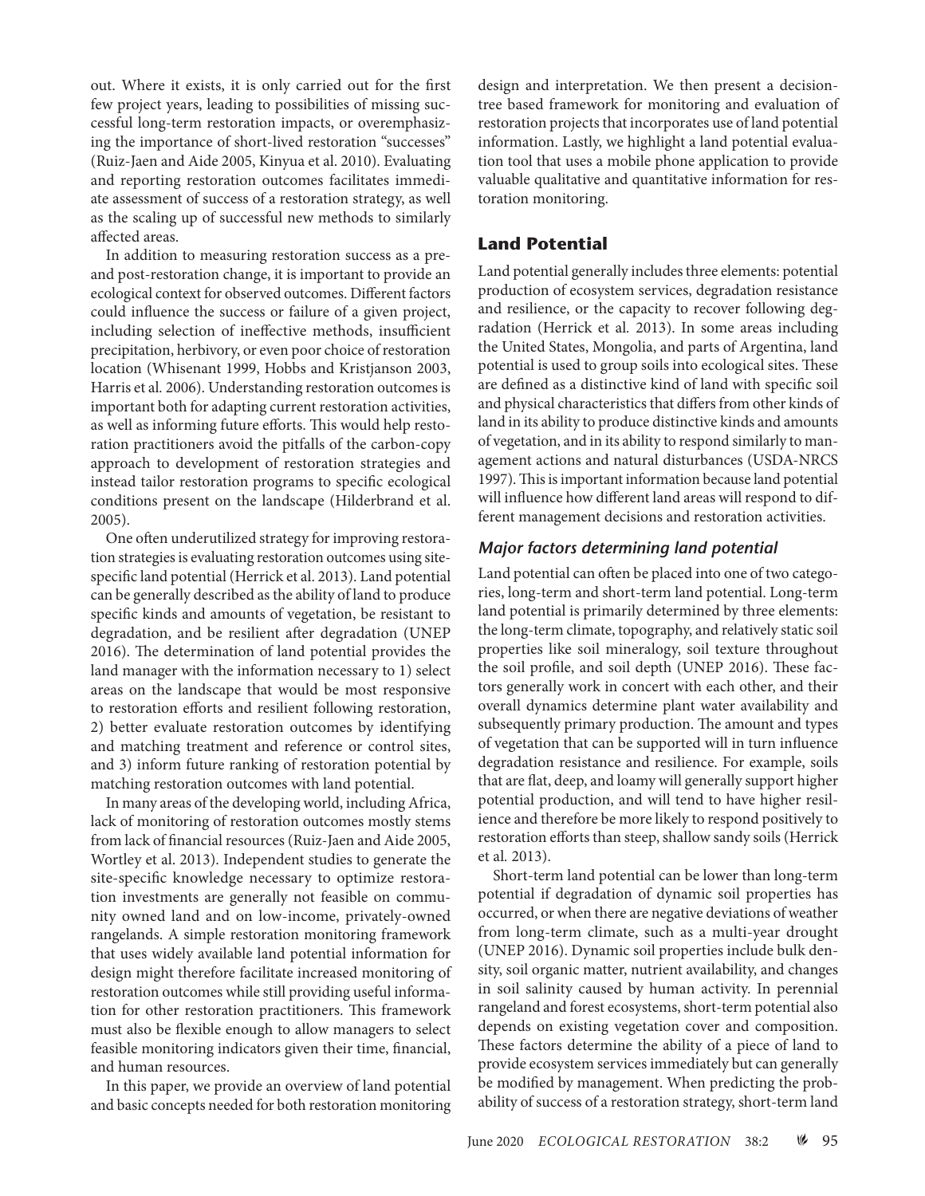out. Where it exists, it is only carried out for the first few project years, leading to possibilities of missing successful long-term restoration impacts, or overemphasizing the importance of short-lived restoration "successes" (Ruiz-Jaen and Aide 2005, Kinyua et al. 2010). Evaluating and reporting restoration outcomes facilitates immediate assessment of success of a restoration strategy, as well as the scaling up of successful new methods to similarly affected areas.

In addition to measuring restoration success as a pre- and post-restoration change, it is important to provide an ecological context for observed outcomes. Different factors could influence the success or failure of a given project, including selection of ineffective methods, insufficient precipitation, herbivory, or even poor choice of restoration location (Whisenant 1999, Hobbs and Kristjanson 2003, Harris et al. 2006). Understanding restoration outcomes is important both for adapting current restoration activities, as well as informing future efforts. This would help restoration practitioners avoid the pitfalls of the carbon-copy approach to development of restoration strategies and instead tailor restoration programs to specific ecological conditions present on the landscape (Hilderbrand et al. 2005).

One often underutilized strategy for improving restoration strategies is evaluating restoration outcomes using site-specific land potential (Herrick et al. 2013). Land potential can be generally described as the ability of land to produce specific kinds and amounts of vegetation, be resistant to degradation, and be resilient after degradation (UNEP 2016). The determination of land potential provides the land manager with the information necessary to 1) select areas on the landscape that would be most responsive to restoration efforts and resilient following restoration, 2) better evaluate restoration outcomes by identifying and matching treatment and reference or control sites, and 3) inform future ranking of restoration potential by matching restoration outcomes with land potential.

In many areas of the developing world, including Africa, lack of monitoring of restoration outcomes mostly stems from lack of financial resources (Ruiz-Jaen and Aide 2005, Wortley et al. 2013). Independent studies to generate the site-specific knowledge necessary to optimize restoration investments are generally not feasible on community owned land and on low-income, privately-owned rangelands. A simple restoration monitoring framework that uses widely available land potential information for design might therefore facilitate increased monitoring of restoration outcomes while still providing useful information for other restoration practitioners. This framework must also be flexible enough to allow managers to select feasible monitoring indicators given their time, financial, and human resources.

In this paper, we provide an overview of land potential and basic concepts needed for both restoration monitoring design and interpretation. We then present a decision-tree based framework for monitoring and evaluation of restoration projects that incorporates use of land potential information. Lastly, we highlight a land potential evaluation tool that uses a mobile phone application to provide valuable qualitative and quantitative information for restoration monitoring.

## Land Potential

Land potential generally includes three elements: potential production of ecosystem services, degradation resistance and resilience, or the capacity to recover following degradation (Herrick et al. 2013). In some areas including the United States, Mongolia, and parts of Argentina, land potential is used to group soils into ecological sites. These are defined as a distinctive kind of land with specific soil and physical characteristics that differs from other kinds of land in its ability to produce distinctive kinds and amounts of vegetation, and in its ability to respond similarly to management actions and natural disturbances (USDA-NRCS 1997). This is important information because land potential will influence how different land areas will respond to different management decisions and restoration activities.

### *Major factors determining land potential*

Land potential can often be placed into one of two categories, long-term and short-term land potential. Long-term land potential is primarily determined by three elements: the long-term climate, topography, and relatively static soil properties like soil mineralogy, soil texture throughout the soil profile, and soil depth (UNEP 2016). These factors generally work in concert with each other, and their overall dynamics determine plant water availability and subsequently primary production. The amount and types of vegetation that can be supported will in turn influence degradation resistance and resilience. For example, soils that are flat, deep, and loamy will generally support higher potential production, and will tend to have higher resilience and therefore be more likely to respond positively to restoration efforts than steep, shallow sandy soils (Herrick et al. 2013).

Short-term land potential can be lower than long-term potential if degradation of dynamic soil properties has occurred, or when there are negative deviations of weather from long-term climate, such as a multi-year drought (UNEP 2016). Dynamic soil properties include bulk density, soil organic matter, nutrient availability, and changes in soil salinity caused by human activity. In perennial rangeland and forest ecosystems, short-term potential also depends on existing vegetation cover and composition. These factors determine the ability of a piece of land to provide ecosystem services immediately but can generally be modified by management. When predicting the probability of success of a restoration strategy, short-term land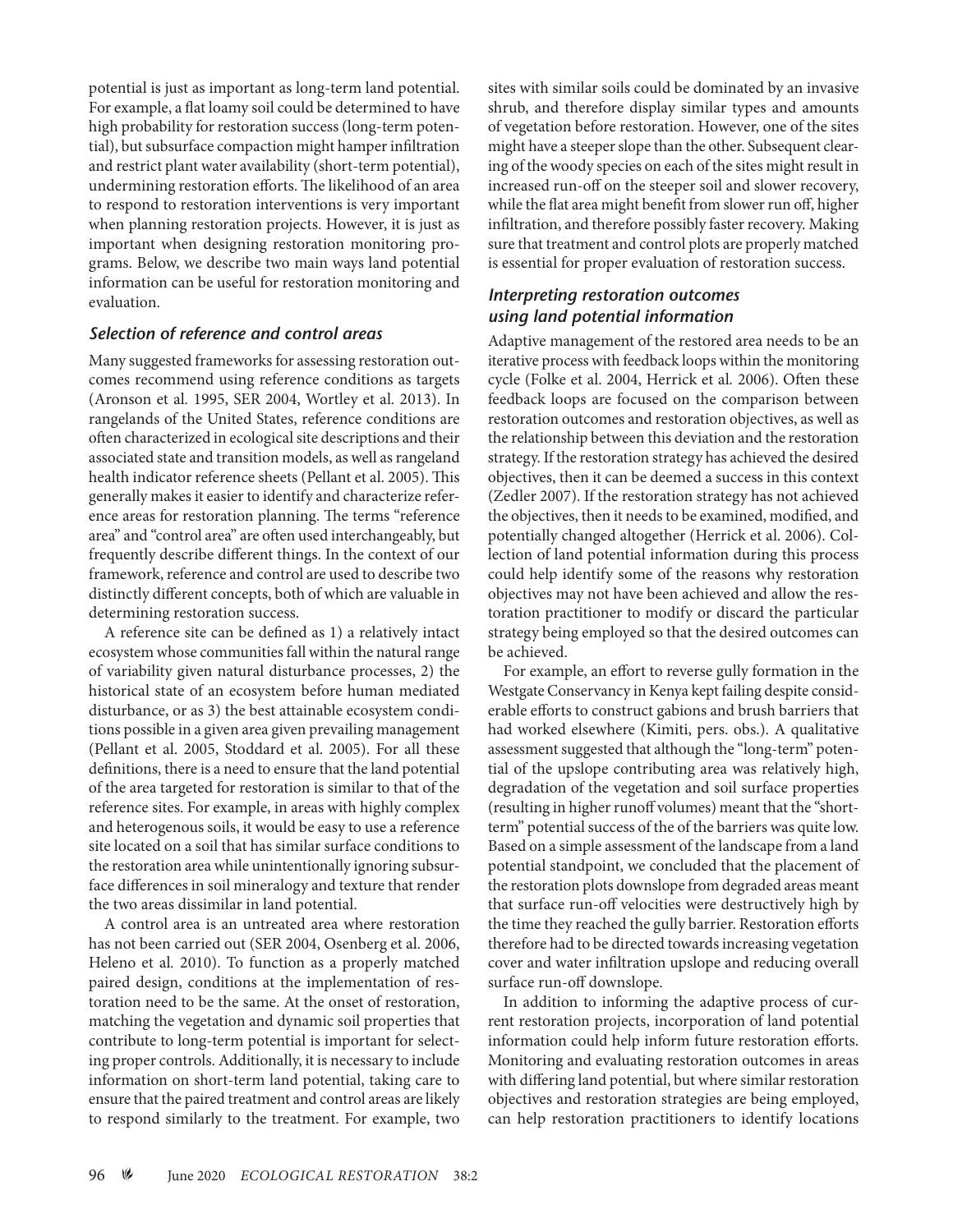potential is just as important as long-term land potential. For example, a flat loamy soil could be determined to have high probability for restoration success (long-term potential), but subsurface compaction might hamper infiltration and restrict plant water availability (short-term potential), undermining restoration efforts. The likelihood of an area to respond to restoration interventions is very important when planning restoration projects. However, it is just as important when designing restoration monitoring programs. Below, we describe two main ways land potential information can be useful for restoration monitoring and evaluation.

### Selection of reference and control areas

Many suggested frameworks for assessing restoration outcomes recommend using reference conditions as targets (Aronson et al. 1995, SER 2004, Wortley et al. 2013). In rangelands of the United States, reference conditions are often characterized in ecological site descriptions and their associated state and transition models, as well as rangeland health indicator reference sheets (Pellant et al. 2005). This generally makes it easier to identify and characterize reference areas for restoration planning. The terms "reference area" and "control area" are often used interchangeably, but frequently describe different things. In the context of our framework, reference and control are used to describe two distinctly different concepts, both of which are valuable in determining restoration success.

A reference site can be defined as 1) a relatively intact ecosystem whose communities fall within the natural range of variability given natural disturbance processes, 2) the historical state of an ecosystem before human mediated disturbance, or as 3) the best attainable ecosystem conditions possible in a given area given prevailing management (Pellant et al. 2005, Stoddard et al. 2005). For all these definitions, there is a need to ensure that the land potential of the area targeted for restoration is similar to that of the reference sites. For example, in areas with highly complex and heterogenous soils, it would be easy to use a reference site located on a soil that has similar surface conditions to the restoration area while unintentionally ignoring subsurface differences in soil mineralogy and texture that render the two areas dissimilar in land potential.

A control area is an untreated area where restoration has not been carried out (SER 2004, Osenberg et al. 2006, Heleno et al. 2010). To function as a properly matched paired design, conditions at the implementation of restoration need to be the same. At the onset of restoration, matching the vegetation and dynamic soil properties that contribute to long-term potential is important for selecting proper controls. Additionally, it is necessary to include information on short-term land potential, taking care to ensure that the paired treatment and control areas are likely to respond similarly to the treatment. For example, two sites with similar soils could be dominated by an invasive shrub, and therefore display similar types and amounts of vegetation before restoration. However, one of the sites might have a steeper slope than the other. Subsequent clearing of the woody species on each of the sites might result in increased run-off on the steeper soil and slower recovery, while the flat area might benefit from slower run off, higher infiltration, and therefore possibly faster recovery. Making sure that treatment and control plots are properly matched is essential for proper evaluation of restoration success.

### Interpreting restoration outcomes using land potential information

Adaptive management of the restored area needs to be an iterative process with feedback loops within the monitoring cycle (Folke et al. 2004, Herrick et al. 2006). Often these feedback loops are focused on the comparison between restoration outcomes and restoration objectives, as well as the relationship between this deviation and the restoration strategy. If the restoration strategy has achieved the desired objectives, then it can be deemed a success in this context (Zedler 2007). If the restoration strategy has not achieved the objectives, then it needs to be examined, modified, and potentially changed altogether (Herrick et al. 2006). Collection of land potential information during this process could help identify some of the reasons why restoration objectives may not have been achieved and allow the restoration practitioner to modify or discard the particular strategy being employed so that the desired outcomes can be achieved.

For example, an effort to reverse gully formation in the Westgate Conservancy in Kenya kept failing despite considerable efforts to construct gabions and brush barriers that had worked elsewhere (Kimiti, pers. obs.). A qualitative assessment suggested that although the "long-term" potential of the upslope contributing area was relatively high, degradation of the vegetation and soil surface properties (resulting in higher runoff volumes) meant that the "short-term" potential success of the of the barriers was quite low. Based on a simple assessment of the landscape from a land potential standpoint, we concluded that the placement of the restoration plots downslope from degraded areas meant that surface run-off velocities were destructively high by the time they reached the gully barrier. Restoration efforts therefore had to be directed towards increasing vegetation cover and water infiltration upslope and reducing overall surface run-off downslope.

In addition to informing the adaptive process of current restoration projects, incorporation of land potential information could help inform future restoration efforts. Monitoring and evaluating restoration outcomes in areas with differing land potential, but where similar restoration objectives and restoration strategies are being employed, can help restoration practitioners to identify locations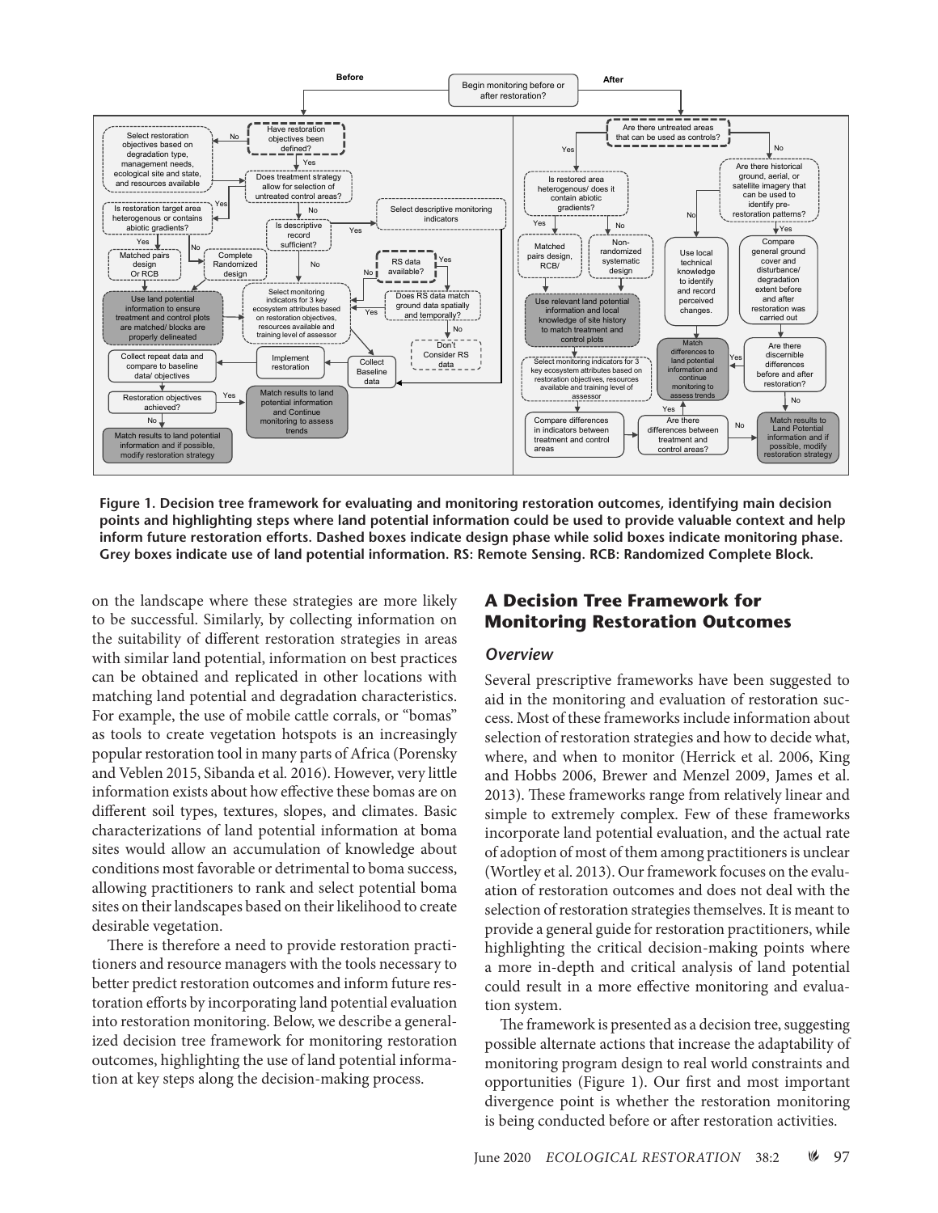**Figure 1. Decision tree framework for evaluating and monitoring restoration outcomes, identifying main decision points and highlighting steps where land potential information could be used to provide valuable context and help inform future restoration efforts. Dashed boxes indicate design phase while solid boxes indicate monitoring phase. Grey boxes indicate use of land potential information. RS: Remote Sensing. RCB: Randomized Complete Block.**

on the landscape where these strategies are more likely to be successful. Similarly, by collecting information on the suitability of different restoration strategies in areas with similar land potential, information on best practices can be obtained and replicated in other locations with matching land potential and degradation characteristics. For example, the use of mobile cattle corrals, or "bomas" as tools to create vegetation hotspots is an increasingly popular restoration tool in many parts of Africa (Porensky and Veblen 2015, Sibanda et al. 2016). However, very little information exists about how effective these bomas are on different soil types, textures, slopes, and climates. Basic characterizations of land potential information at boma sites would allow an accumulation of knowledge about conditions most favorable or detrimental to boma success, allowing practitioners to rank and select potential boma sites on their landscapes based on their likelihood to create desirable vegetation.

There is therefore a need to provide restoration practitioners and resource managers with the tools necessary to better predict restoration outcomes and inform future restoration efforts by incorporating land potential evaluation into restoration monitoring. Below, we describe a generalized decision tree framework for monitoring restoration outcomes, highlighting the use of land potential information at key steps along the decision-making process.

## A Decision Tree Framework for Monitoring Restoration Outcomes

### *Overview*

Several prescriptive frameworks have been suggested to aid in the monitoring and evaluation of restoration success. Most of these frameworks include information about selection of restoration strategies and how to decide what, where, and when to monitor (Herrick et al. 2006, King and Hobbs 2006, Brewer and Menzel 2009, James et al. 2013). These frameworks range from relatively linear and simple to extremely complex. Few of these frameworks incorporate land potential evaluation, and the actual rate of adoption of most of them among practitioners is unclear (Wortley et al. 2013). Our framework focuses on the evaluation of restoration outcomes and does not deal with the selection of restoration strategies themselves. It is meant to provide a general guide for restoration practitioners, while highlighting the critical decision-making points where a more in-depth and critical analysis of land potential could result in a more effective monitoring and evaluation system.

The framework is presented as a decision tree, suggesting possible alternate actions that increase the adaptability of monitoring program design to real world constraints and opportunities (Figure 1). Our first and most important divergence point is whether the restoration monitoring is being conducted before or after restoration activities.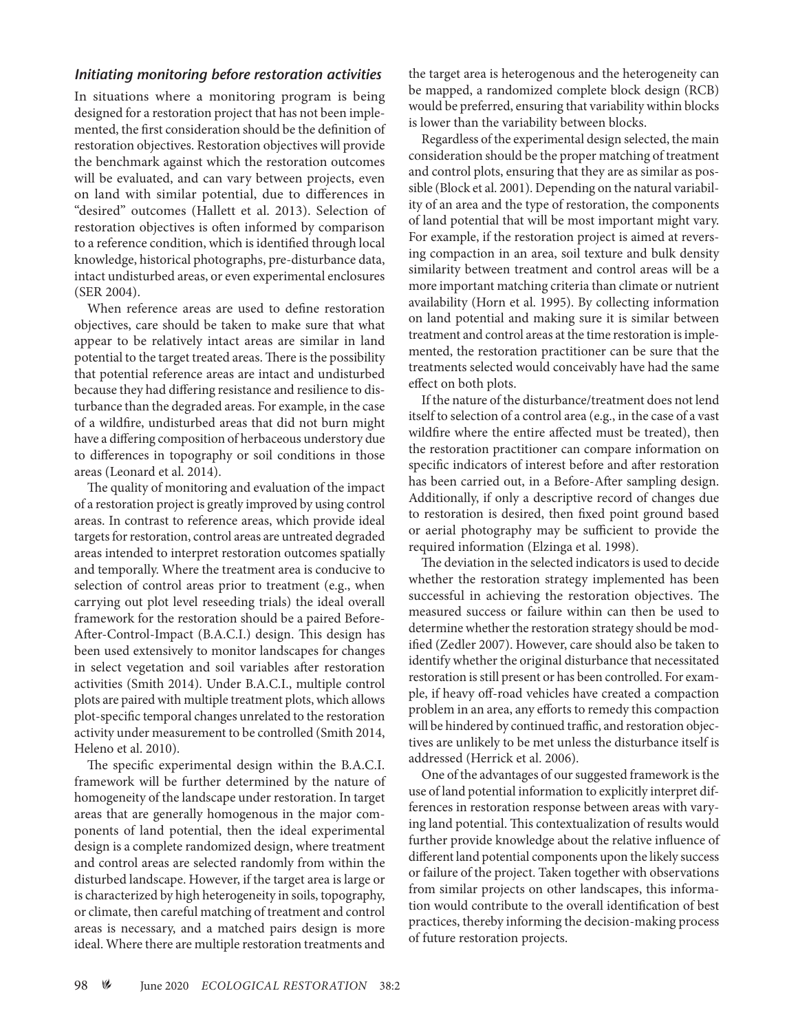### *Initiating monitoring before restoration activities*

In situations where a monitoring program is being designed for a restoration project that has not been implemented, the first consideration should be the definition of restoration objectives. Restoration objectives will provide the benchmark against which the restoration outcomes will be evaluated, and can vary between projects, even on land with similar potential, due to differences in "desired" outcomes (Hallett et al. 2013). Selection of restoration objectives is often informed by comparison to a reference condition, which is identified through local knowledge, historical photographs, pre-disturbance data, intact undisturbed areas, or even experimental enclosures (SER 2004).

When reference areas are used to define restoration objectives, care should be taken to make sure that what appear to be relatively intact areas are similar in land potential to the target treated areas. There is the possibility that potential reference areas are intact and undisturbed because they had differing resistance and resilience to disturbance than the degraded areas. For example, in the case of a wildfire, undisturbed areas that did not burn might have a differing composition of herbaceous understory due to differences in topography or soil conditions in those areas (Leonard et al. 2014).

The quality of monitoring and evaluation of the impact of a restoration project is greatly improved by using control areas. In contrast to reference areas, which provide ideal targets for restoration, control areas are untreated degraded areas intended to interpret restoration outcomes spatially and temporally. Where the treatment area is conducive to selection of control areas prior to treatment (e.g., when carrying out plot level reseeding trials) the ideal overall framework for the restoration should be a paired Before-After-Control-Impact (B.A.C.I.) design. This design has been used extensively to monitor landscapes for changes in select vegetation and soil variables after restoration activities (Smith 2014). Under B.A.C.I., multiple control plots are paired with multiple treatment plots, which allows plot-specific temporal changes unrelated to the restoration activity under measurement to be controlled (Smith 2014, Heleno et al. 2010).

The specific experimental design within the B.A.C.I. framework will be further determined by the nature of homogeneity of the landscape under restoration. In target areas that are generally homogenous in the major components of land potential, then the ideal experimental design is a complete randomized design, where treatment and control areas are selected randomly from within the disturbed landscape. However, if the target area is large or is characterized by high heterogeneity in soils, topography, or climate, then careful matching of treatment and control areas is necessary, and a matched pairs design is more ideal. Where there are multiple restoration treatments and the target area is heterogenous and the heterogeneity can be mapped, a randomized complete block design (RCB) would be preferred, ensuring that variability within blocks is lower than the variability between blocks.

Regardless of the experimental design selected, the main consideration should be the proper matching of treatment and control plots, ensuring that they are as similar as possible (Block et al. 2001). Depending on the natural variability of an area and the type of restoration, the components of land potential that will be most important might vary. For example, if the restoration project is aimed at reversing compaction in an area, soil texture and bulk density similarity between treatment and control areas will be a more important matching criteria than climate or nutrient availability (Horn et al. 1995). By collecting information on land potential and making sure it is similar between treatment and control areas at the time restoration is implemented, the restoration practitioner can be sure that the treatments selected would conceivably have had the same effect on both plots.

If the nature of the disturbance/treatment does not lend itself to selection of a control area (e.g., in the case of a vast wildfire where the entire affected must be treated), then the restoration practitioner can compare information on specific indicators of interest before and after restoration has been carried out, in a Before-After sampling design. Additionally, if only a descriptive record of changes due to restoration is desired, then fixed point ground based or aerial photography may be sufficient to provide the required information (Elzinga et al. 1998).

The deviation in the selected indicators is used to decide whether the restoration strategy implemented has been successful in achieving the restoration objectives. The measured success or failure within can then be used to determine whether the restoration strategy should be modified (Zedler 2007). However, care should also be taken to identify whether the original disturbance that necessitated restoration is still present or has been controlled. For example, if heavy off-road vehicles have created a compaction problem in an area, any efforts to remedy this compaction will be hindered by continued traffic, and restoration objectives are unlikely to be met unless the disturbance itself is addressed (Herrick et al. 2006).

One of the advantages of our suggested framework is the use of land potential information to explicitly interpret differences in restoration response between areas with varying land potential. This contextualization of results would further provide knowledge about the relative influence of different land potential components upon the likely success or failure of the project. Taken together with observations from similar projects on other landscapes, this information would contribute to the overall identification of best practices, thereby informing the decision-making process of future restoration projects.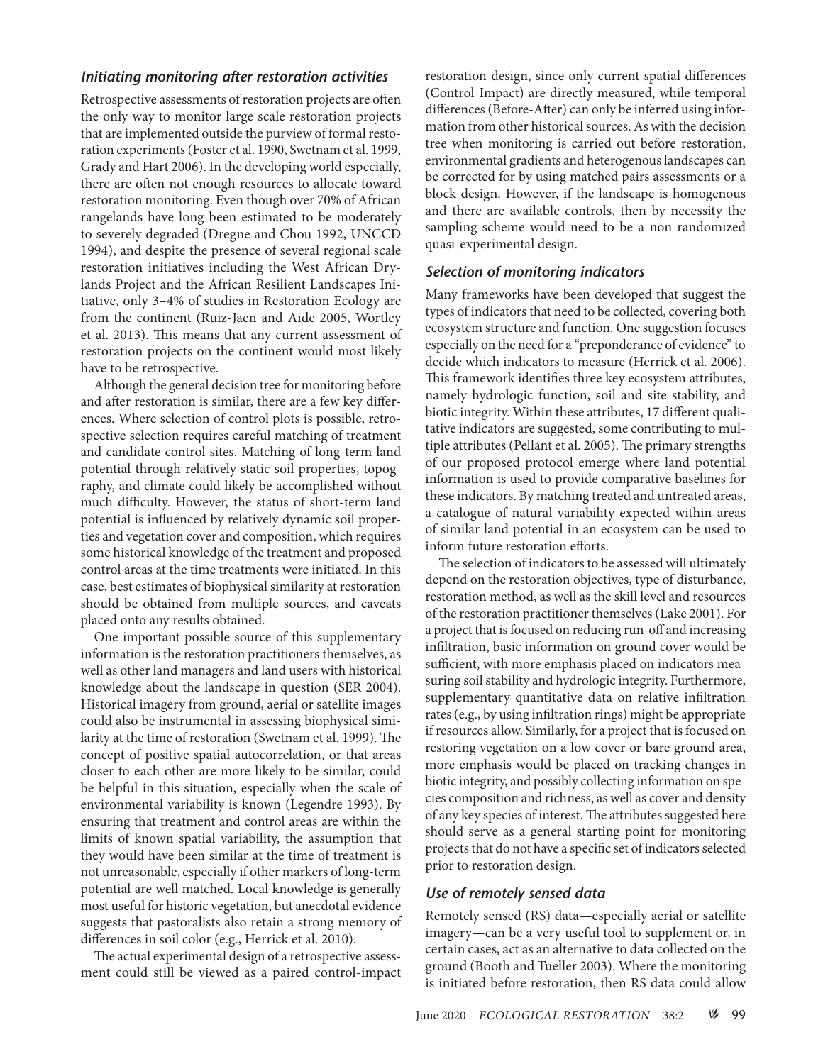### *Initiating monitoring after restoration activities*

Retrospective assessments of restoration projects are often the only way to monitor large scale restoration projects that are implemented outside the purview of formal restoration experiments (Foster et al. 1990, Swetnam et al. 1999, Grady and Hart 2006). In the developing world especially, there are often not enough resources to allocate toward restoration monitoring. Even though over 70% of African rangelands have long been estimated to be moderately to severely degraded (Dregne and Chou 1992, UNCCD 1994), and despite the presence of several regional scale restoration initiatives including the West African Drylands Project and the African Resilient Landscapes Initiative, only 3–4% of studies in Restoration Ecology are from the continent (Ruiz-Jaen and Aide 2005, Wortley et al. 2013). This means that any current assessment of restoration projects on the continent would most likely have to be retrospective.

Although the general decision tree for monitoring before and after restoration is similar, there are a few key differences. Where selection of control plots is possible, retrospective selection requires careful matching of treatment and candidate control sites. Matching of long-term land potential through relatively static soil properties, topography, and climate could likely be accomplished without much difficulty. However, the status of short-term land potential is influenced by relatively dynamic soil properties and vegetation cover and composition, which requires some historical knowledge of the treatment and proposed control areas at the time treatments were initiated. In this case, best estimates of biophysical similarity at restoration should be obtained from multiple sources, and caveats placed onto any results obtained.

One important possible source of this supplementary information is the restoration practitioners themselves, as well as other land managers and land users with historical knowledge about the landscape in question (SER 2004). Historical imagery from ground, aerial or satellite images could also be instrumental in assessing biophysical similarity at the time of restoration (Swetnam et al. 1999). The concept of positive spatial autocorrelation, or that areas closer to each other are more likely to be similar, could be helpful in this situation, especially when the scale of environmental variability is known (Legendre 1993). By ensuring that treatment and control areas are within the limits of known spatial variability, the assumption that they would have been similar at the time of treatment is not unreasonable, especially if other markers of long-term potential are well matched. Local knowledge is generally most useful for historic vegetation, but anecdotal evidence suggests that pastoralists also retain a strong memory of differences in soil color (e.g., Herrick et al. 2010).

The actual experimental design of a retrospective assessment could still be viewed as a paired control-impact restoration design, since only current spatial differences (Control-Impact) are directly measured, while temporal differences (Before-After) can only be inferred using information from other historical sources. As with the decision tree when monitoring is carried out before restoration, environmental gradients and heterogenous landscapes can be corrected for by using matched pairs assessments or a block design. However, if the landscape is homogenous and there are available controls, then by necessity the sampling scheme would need to be a non-randomized quasi-experimental design.

### *Selection of monitoring indicators*

Many frameworks have been developed that suggest the types of indicators that need to be collected, covering both ecosystem structure and function. One suggestion focuses especially on the need for a "preponderance of evidence" to decide which indicators to measure (Herrick et al. 2006). This framework identifies three key ecosystem attributes, namely hydrologic function, soil and site stability, and biotic integrity. Within these attributes, 17 different qualitative indicators are suggested, some contributing to multiple attributes (Pellant et al. 2005). The primary strengths of our proposed protocol emerge where land potential information is used to provide comparative baselines for these indicators. By matching treated and untreated areas, a catalogue of natural variability expected within areas of similar land potential in an ecosystem can be used to inform future restoration efforts.

The selection of indicators to be assessed will ultimately depend on the restoration objectives, type of disturbance, restoration method, as well as the skill level and resources of the restoration practitioner themselves (Lake 2001). For a project that is focused on reducing run-off and increasing infiltration, basic information on ground cover would be sufficient, with more emphasis placed on indicators measuring soil stability and hydrologic integrity. Furthermore, supplementary quantitative data on relative infiltration rates (e.g., by using infiltration rings) might be appropriate if resources allow. Similarly, for a project that is focused on restoring vegetation on a low cover or bare ground area, more emphasis would be placed on tracking changes in biotic integrity, and possibly collecting information on species composition and richness, as well as cover and density of any key species of interest. The attributes suggested here should serve as a general starting point for monitoring projects that do not have a specific set of indicators selected prior to restoration design.

### *Use of remotely sensed data*

Remotely sensed (RS) data—especially aerial or satellite imagery—can be a very useful tool to supplement or, in certain cases, act as an alternative to data collected on the ground (Booth and Tueller 2003). Where the monitoring is initiated before restoration, then RS data could allow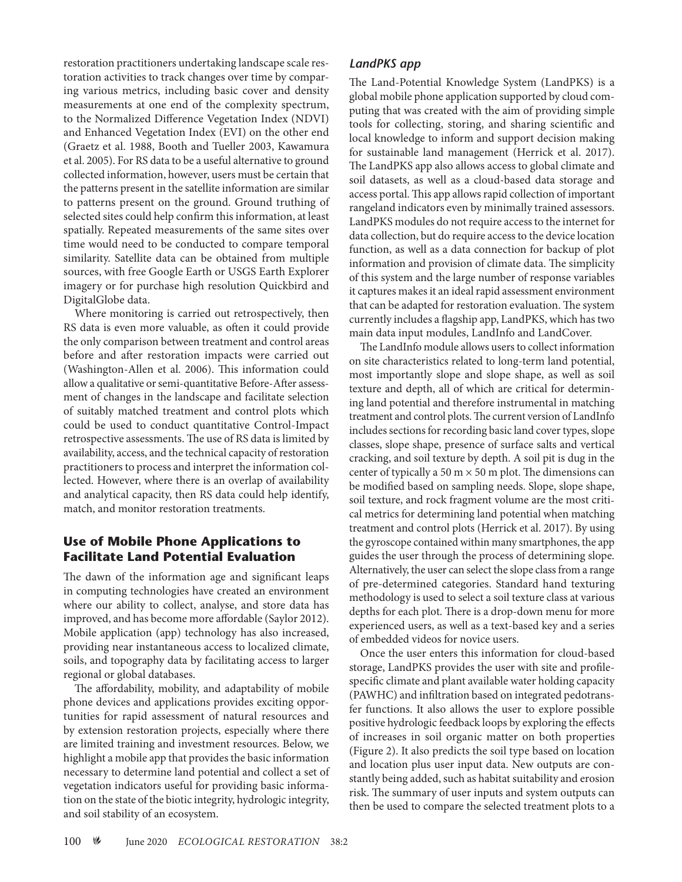restoration practitioners undertaking landscape scale restoration activities to track changes over time by comparing various metrics, including basic cover and density measurements at one end of the complexity spectrum, to the Normalized Difference Vegetation Index (NDVI) and Enhanced Vegetation Index (EVI) on the other end (Graetz et al. 1988, Booth and Tueller 2003, Kawamura et al. 2005). For RS data to be a useful alternative to ground collected information, however, users must be certain that the patterns present in the satellite information are similar to patterns present on the ground. Ground truthing of selected sites could help confirm this information, at least spatially. Repeated measurements of the same sites over time would need to be conducted to compare temporal similarity. Satellite data can be obtained from multiple sources, with free Google Earth or USGS Earth Explorer imagery or for purchase high resolution Quickbird and DigitalGlobe data.

Where monitoring is carried out retrospectively, then RS data is even more valuable, as often it could provide the only comparison between treatment and control areas before and after restoration impacts were carried out (Washington-Allen et al. 2006). This information could allow a qualitative or semi-quantitative Before-After assessment of changes in the landscape and facilitate selection of suitably matched treatment and control plots which could be used to conduct quantitative Control-Impact retrospective assessments. The use of RS data is limited by availability, access, and the technical capacity of restoration practitioners to process and interpret the information collected. However, where there is an overlap of availability and analytical capacity, then RS data could help identify, match, and monitor restoration treatments.

## Use of Mobile Phone Applications to Facilitate Land Potential Evaluation

The dawn of the information age and significant leaps in computing technologies have created an environment where our ability to collect, analyse, and store data has improved, and has become more affordable (Saylor 2012). Mobile application (app) technology has also increased, providing near instantaneous access to localized climate, soils, and topography data by facilitating access to larger regional or global databases.

The affordability, mobility, and adaptability of mobile phone devices and applications provides exciting opportunities for rapid assessment of natural resources and by extension restoration projects, especially where there are limited training and investment resources. Below, we highlight a mobile app that provides the basic information necessary to determine land potential and collect a set of vegetation indicators useful for providing basic information on the state of the biotic integrity, hydrologic integrity, and soil stability of an ecosystem.

### *LandPKS app*

The Land-Potential Knowledge System (LandPKS) is a global mobile phone application supported by cloud computing that was created with the aim of providing simple tools for collecting, storing, and sharing scientific and local knowledge to inform and support decision making for sustainable land management (Herrick et al. 2017). The LandPKS app also allows access to global climate and soil datasets, as well as a cloud-based data storage and access portal. This app allows rapid collection of important rangeland indicators even by minimally trained assessors. LandPKS modules do not require access to the internet for data collection, but do require access to the device location function, as well as a data connection for backup of plot information and provision of climate data. The simplicity of this system and the large number of response variables it captures makes it an ideal rapid assessment environment that can be adapted for restoration evaluation. The system currently includes a flagship app, LandPKS, which has two main data input modules, LandInfo and LandCover.

The LandInfo module allows users to collect information on site characteristics related to long-term land potential, most importantly slope and slope shape, as well as soil texture and depth, all of which are critical for determining land potential and therefore instrumental in matching treatment and control plots. The current version of LandInfo includes sections for recording basic land cover types, slope classes, slope shape, presence of surface salts and vertical cracking, and soil texture by depth. A soil pit is dug in the center of typically a 50 m × 50 m plot. The dimensions can be modified based on sampling needs. Slope, slope shape, soil texture, and rock fragment volume are the most critical metrics for determining land potential when matching treatment and control plots (Herrick et al. 2017). By using the gyroscope contained within many smartphones, the app guides the user through the process of determining slope. Alternatively, the user can select the slope class from a range of pre-determined categories. Standard hand texturing methodology is used to select a soil texture class at various depths for each plot. There is a drop-down menu for more experienced users, as well as a text-based key and a series of embedded videos for novice users.

Once the user enters this information for cloud-based storage, LandPKS provides the user with site and profile-specific climate and plant available water holding capacity (PAWHC) and infiltration based on integrated pedotransfer functions. It also allows the user to explore possible positive hydrologic feedback loops by exploring the effects of increases in soil organic matter on both properties (Figure 2). It also predicts the soil type based on location and location plus user input data. New outputs are constantly being added, such as habitat suitability and erosion risk. The summary of user inputs and system outputs can then be used to compare the selected treatment plots to a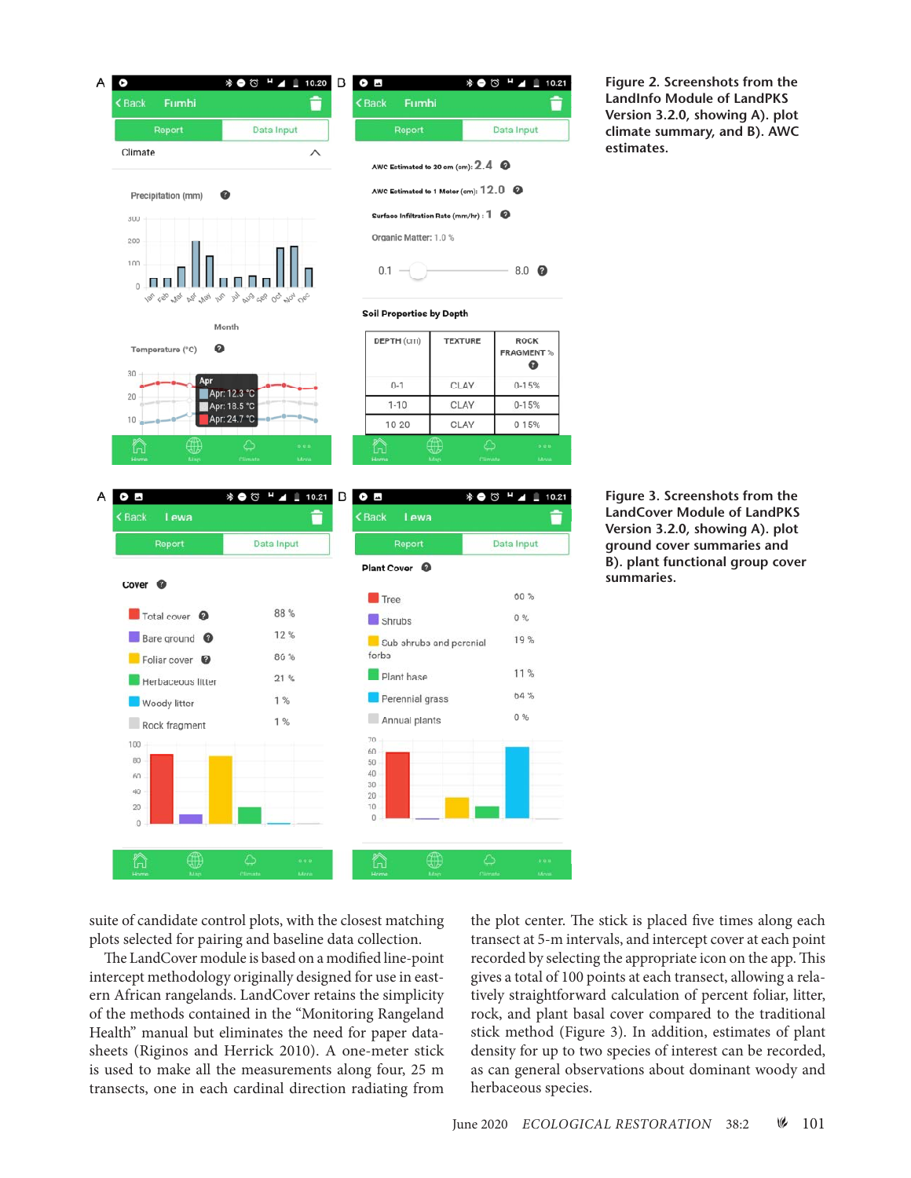Figure 2. Screenshots from the LandInfo Module of LandPKS Version 3.2.0, showing A). plot climate summary, and B). AWC estimates.

Figure 3. Screenshots from the LandCover Module of LandPKS Version 3.2.0, showing A). plot ground cover summaries and B). plant functional group cover summaries.

suite of candidate control plots, with the closest matching plots selected for pairing and baseline data collection.

The LandCover module is based on a modified line-point intercept methodology originally designed for use in eastern African rangelands. LandCover retains the simplicity of the methods contained in the "Monitoring Rangeland Health" manual but eliminates the need for paper datasheets (Riginos and Herrick 2010). A one-meter stick is used to make all the measurements along four, 25 m transects, one in each cardinal direction radiating from the plot center. The stick is placed five times along each transect at 5-m intervals, and intercept cover at each point recorded by selecting the appropriate icon on the app. This gives a total of 100 points at each transect, allowing a relatively straightforward calculation of percent foliar, litter, rock, and plant basal cover compared to the traditional stick method (Figure 3). In addition, estimates of plant density for up to two species of interest can be recorded, as can general observations about dominant woody and herbaceous species.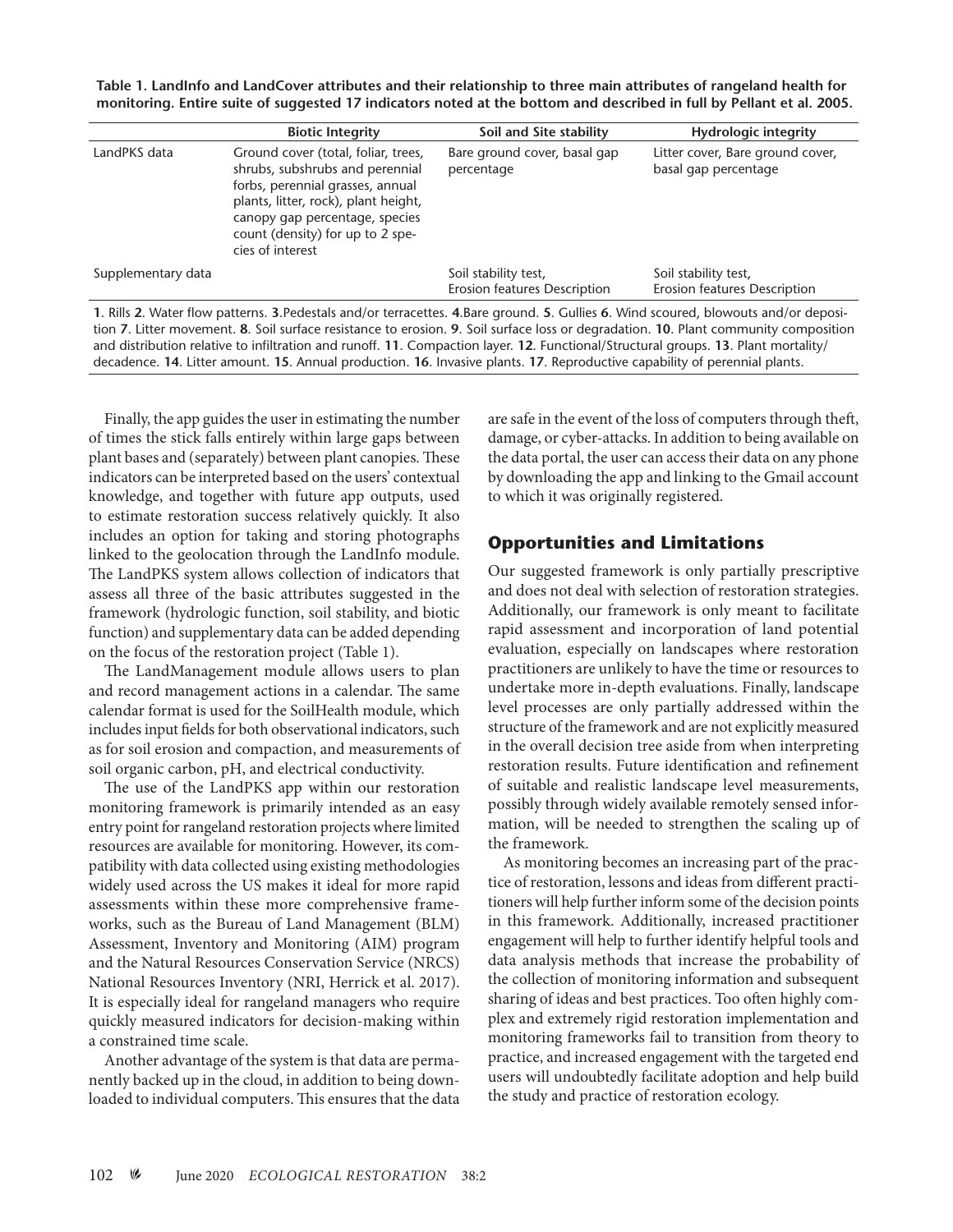**Table 1. LandInfo and LandCover attributes and their relationship to three main attributes of rangeland health for monitoring. Entire suite of suggested 17 indicators noted at the bottom and described in full by Pellant et al. 2005.**

| | Biotic Integrity | Soil and Site stability | Hydrologic integrity |
|---|---|---|---|
| LandPKS data | Ground cover (total, foliar, trees, shrubs, subshrubs and perennial forbs, perennial grasses, annual plants, litter, rock), plant height, canopy gap percentage, species count (density) for up to 2 species of interest | Bare ground cover, basal gap percentage | Litter cover, Bare ground cover, basal gap percentage |
| Supplementary data | | Soil stability test, Erosion features Description | Soil stability test, Erosion features Description |

**1**. Rills **2**. Water flow patterns. **3**.Pedestals and/or terracettes. **4**.Bare ground. **5**. Gullies **6**. Wind scoured, blowouts and/or deposition **7**. Litter movement. **8**. Soil surface resistance to erosion. **9**. Soil surface loss or degradation. **10**. Plant community composition and distribution relative to infiltration and runoff. **11**. Compaction layer. **12**. Functional/Structural groups. **13**. Plant mortality/decadence. **14**. Litter amount. **15**. Annual production. **16**. Invasive plants. **17**. Reproductive capability of perennial plants.

Finally, the app guides the user in estimating the number of times the stick falls entirely within large gaps between plant bases and (separately) between plant canopies. These indicators can be interpreted based on the users' contextual knowledge, and together with future app outputs, used to estimate restoration success relatively quickly. It also includes an option for taking and storing photographs linked to the geolocation through the LandInfo module. The LandPKS system allows collection of indicators that assess all three of the basic attributes suggested in the framework (hydrologic function, soil stability, and biotic function) and supplementary data can be added depending on the focus of the restoration project (Table 1).

The LandManagement module allows users to plan and record management actions in a calendar. The same calendar format is used for the SoilHealth module, which includes input fields for both observational indicators, such as for soil erosion and compaction, and measurements of soil organic carbon, pH, and electrical conductivity.

The use of the LandPKS app within our restoration monitoring framework is primarily intended as an easy entry point for rangeland restoration projects where limited resources are available for monitoring. However, its compatibility with data collected using existing methodologies widely used across the US makes it ideal for more rapid assessments within these more comprehensive frameworks, such as the Bureau of Land Management (BLM) Assessment, Inventory and Monitoring (AIM) program and the Natural Resources Conservation Service (NRCS) National Resources Inventory (NRI, Herrick et al. 2017). It is especially ideal for rangeland managers who require quickly measured indicators for decision-making within a constrained time scale.

Another advantage of the system is that data are permanently backed up in the cloud, in addition to being downloaded to individual computers. This ensures that the data are safe in the event of the loss of computers through theft, damage, or cyber-attacks. In addition to being available on the data portal, the user can access their data on any phone by downloading the app and linking to the Gmail account to which it was originally registered.

## Opportunities and Limitations

Our suggested framework is only partially prescriptive and does not deal with selection of restoration strategies. Additionally, our framework is only meant to facilitate rapid assessment and incorporation of land potential evaluation, especially on landscapes where restoration practitioners are unlikely to have the time or resources to undertake more in-depth evaluations. Finally, landscape level processes are only partially addressed within the structure of the framework and are not explicitly measured in the overall decision tree aside from when interpreting restoration results. Future identification and refinement of suitable and realistic landscape level measurements, possibly through widely available remotely sensed information, will be needed to strengthen the scaling up of the framework.

As monitoring becomes an increasing part of the practice of restoration, lessons and ideas from different practitioners will help further inform some of the decision points in this framework. Additionally, increased practitioner engagement will help to further identify helpful tools and data analysis methods that increase the probability of the collection of monitoring information and subsequent sharing of ideas and best practices. Too often highly complex and extremely rigid restoration implementation and monitoring frameworks fail to transition from theory to practice, and increased engagement with the targeted end users will undoubtedly facilitate adoption and help build the study and practice of restoration ecology.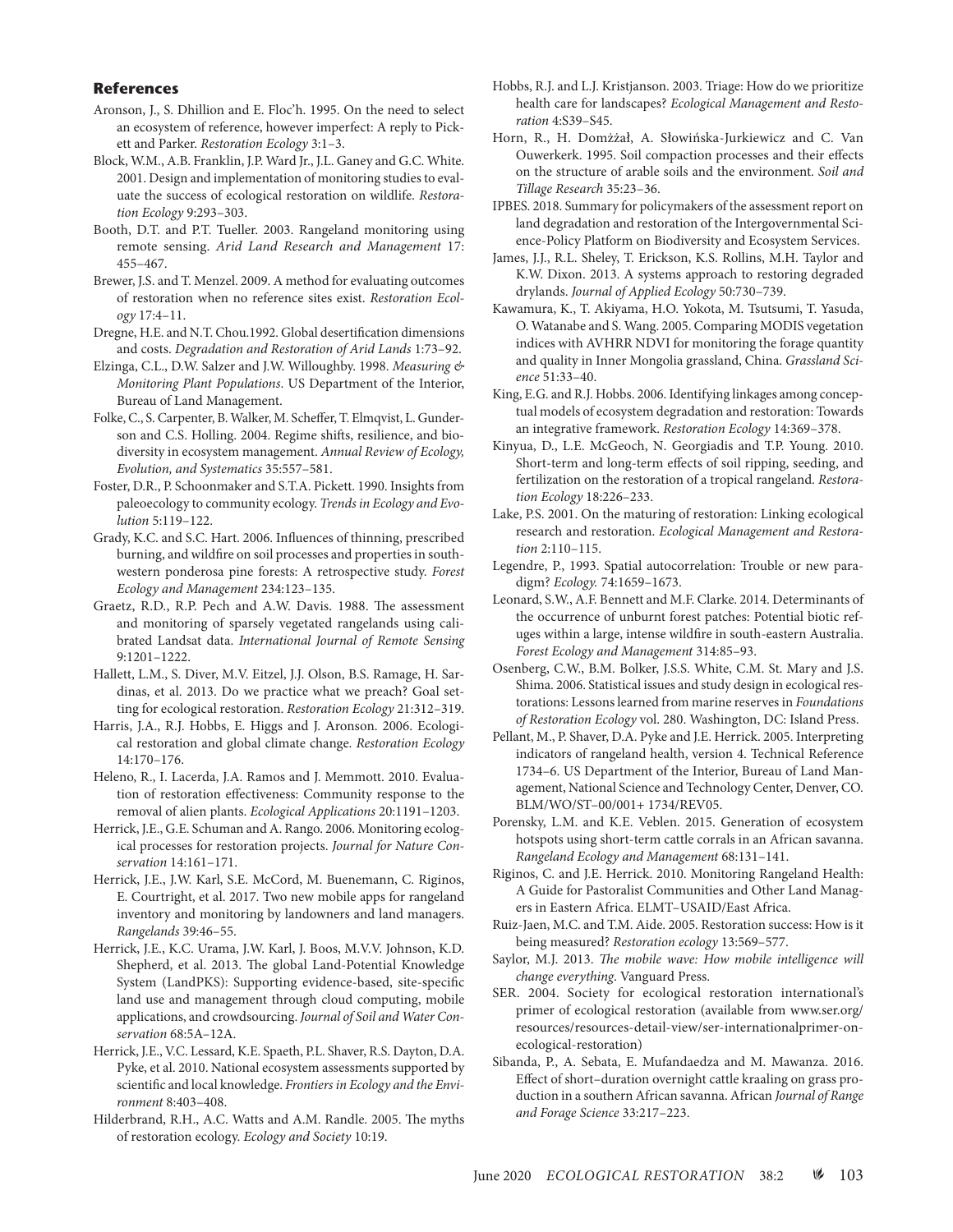## References

Aronson, J., S. Dhillion and E. Floc'h. 1995. On the need to select an ecosystem of reference, however imperfect: A reply to Pickett and Parker. *Restoration Ecology* 3:1–3.

Block, W.M., A.B. Franklin, J.P. Ward Jr., J.L. Ganey and G.C. White. 2001. Design and implementation of monitoring studies to evaluate the success of ecological restoration on wildlife. *Restoration Ecology* 9:293–303.

Booth, D.T. and P.T. Tueller. 2003. Rangeland monitoring using remote sensing. *Arid Land Research and Management* 17: 455–467.

Brewer, J.S. and T. Menzel. 2009. A method for evaluating outcomes of restoration when no reference sites exist. *Restoration Ecology* 17:4–11.

Dregne, H.E. and N.T. Chou.1992. Global desertification dimensions and costs. *Degradation and Restoration of Arid Lands* 1:73–92.

Elzinga, C.L., D.W. Salzer and J.W. Willoughby. 1998. *Measuring & Monitoring Plant Populations*. US Department of the Interior, Bureau of Land Management.

Folke, C., S. Carpenter, B. Walker, M. Scheffer, T. Elmqvist, L. Gunderson and C.S. Holling. 2004. Regime shifts, resilience, and biodiversity in ecosystem management. *Annual Review of Ecology, Evolution, and Systematics* 35:557–581.

Foster, D.R., P. Schoonmaker and S.T.A. Pickett. 1990. Insights from paleoecology to community ecology. *Trends in Ecology and Evolution* 5:119–122.

Grady, K.C. and S.C. Hart. 2006. Influences of thinning, prescribed burning, and wildfire on soil processes and properties in southwestern ponderosa pine forests: A retrospective study. *Forest Ecology and Management* 234:123–135.

Graetz, R.D., R.P. Pech and A.W. Davis. 1988. The assessment and monitoring of sparsely vegetated rangelands using calibrated Landsat data. *International Journal of Remote Sensing* 9:1201–1222.

Hallett, L.M., S. Diver, M.V. Eitzel, J.J. Olson, B.S. Ramage, H. Sardinas, et al. 2013. Do we practice what we preach? Goal setting for ecological restoration. *Restoration Ecology* 21:312–319.

Harris, J.A., R.J. Hobbs, E. Higgs and J. Aronson. 2006. Ecological restoration and global climate change. *Restoration Ecology* 14:170–176.

Heleno, R., I. Lacerda, J.A. Ramos and J. Memmott. 2010. Evaluation of restoration effectiveness: Community response to the removal of alien plants. *Ecological Applications* 20:1191–1203.

Herrick, J.E., G.E. Schuman and A. Rango. 2006. Monitoring ecological processes for restoration projects. *Journal for Nature Conservation* 14:161–171.

Herrick, J.E., J.W. Karl, S.E. McCord, M. Buenemann, C. Riginos, E. Courtright, et al. 2017. Two new mobile apps for rangeland inventory and monitoring by landowners and land managers. *Rangelands* 39:46–55.

Herrick, J.E., K.C. Urama, J.W. Karl, J. Boos, M.V.V. Johnson, K.D. Shepherd, et al. 2013. The global Land-Potential Knowledge System (LandPKS): Supporting evidence-based, site-specific land use and management through cloud computing, mobile applications, and crowdsourcing. *Journal of Soil and Water Conservation* 68:5A–12A.

Herrick, J.E., V.C. Lessard, K.E. Spaeth, P.L. Shaver, R.S. Dayton, D.A. Pyke, et al. 2010. National ecosystem assessments supported by scientific and local knowledge. *Frontiers in Ecology and the Environment* 8:403–408.

Hilderbrand, R.H., A.C. Watts and A.M. Randle. 2005. The myths of restoration ecology. *Ecology and Society* 10:19.

Hobbs, R.J. and L.J. Kristjanson. 2003. Triage: How do we prioritize health care for landscapes? *Ecological Management and Restoration* 4:S39–S45.

Horn, R., H. Domżżał, A. Słowińska-Jurkiewicz and C. Van Ouwerkerk. 1995. Soil compaction processes and their effects on the structure of arable soils and the environment. *Soil and Tillage Research* 35:23–36.

IPBES. 2018. Summary for policymakers of the assessment report on land degradation and restoration of the Intergovernmental Science-Policy Platform on Biodiversity and Ecosystem Services.

James, J.J., R.L. Sheley, T. Erickson, K.S. Rollins, M.H. Taylor and K.W. Dixon. 2013. A systems approach to restoring degraded drylands. *Journal of Applied Ecology* 50:730–739.

Kawamura, K., T. Akiyama, H.O. Yokota, M. Tsutsumi, T. Yasuda, O. Watanabe and S. Wang. 2005. Comparing MODIS vegetation indices with AVHRR NDVI for monitoring the forage quantity and quality in Inner Mongolia grassland, China. *Grassland Science* 51:33–40.

King, E.G. and R.J. Hobbs. 2006. Identifying linkages among conceptual models of ecosystem degradation and restoration: Towards an integrative framework. *Restoration Ecology* 14:369–378.

Kinyua, D., L.E. McGeoch, N. Georgiadis and T.P. Young. 2010. Short-term and long-term effects of soil ripping, seeding, and fertilization on the restoration of a tropical rangeland. *Restoration Ecology* 18:226–233.

Lake, P.S. 2001. On the maturing of restoration: Linking ecological research and restoration. *Ecological Management and Restoration* 2:110–115.

Legendre, P., 1993. Spatial autocorrelation: Trouble or new paradigm? *Ecology.* 74:1659–1673.

Leonard, S.W., A.F. Bennett and M.F. Clarke. 2014. Determinants of the occurrence of unburnt forest patches: Potential biotic refuges within a large, intense wildfire in south-eastern Australia. *Forest Ecology and Management* 314:85–93.

Osenberg, C.W., B.M. Bolker, J.S.S. White, C.M. St. Mary and J.S. Shima. 2006. Statistical issues and study design in ecological restorations: Lessons learned from marine reserves in *Foundations of Restoration Ecology* vol. 280. Washington, DC: Island Press.

Pellant, M., P. Shaver, D.A. Pyke and J.E. Herrick. 2005. Interpreting indicators of rangeland health, version 4. Technical Reference 1734–6. US Department of the Interior, Bureau of Land Management, National Science and Technology Center, Denver, CO. BLM/WO/ST–00/001+ 1734/REV05.

Porensky, L.M. and K.E. Veblen. 2015. Generation of ecosystem hotspots using short-term cattle corrals in an African savanna. *Rangeland Ecology and Management* 68:131–141.

Riginos, C. and J.E. Herrick. 2010. Monitoring Rangeland Health: A Guide for Pastoralist Communities and Other Land Managers in Eastern Africa. ELMT–USAID/East Africa.

Ruiz-Jaen, M.C. and T.M. Aide. 2005. Restoration success: How is it being measured? *Restoration ecology* 13:569–577.

Saylor, M.J. 2013. *The mobile wave: How mobile intelligence will change everything*. Vanguard Press.

SER. 2004. Society for ecological restoration international's primer of ecological restoration (available from www.ser.org/resources/resources-detail-view/ser-internationalprimer-on-ecological-restoration)

Sibanda, P., A. Sebata, E. Mufandaedza and M. Mawanza. 2016. Effect of short–duration overnight cattle kraaling on grass production in a southern African savanna. African *Journal of Range and Forage Science* 33:217–223.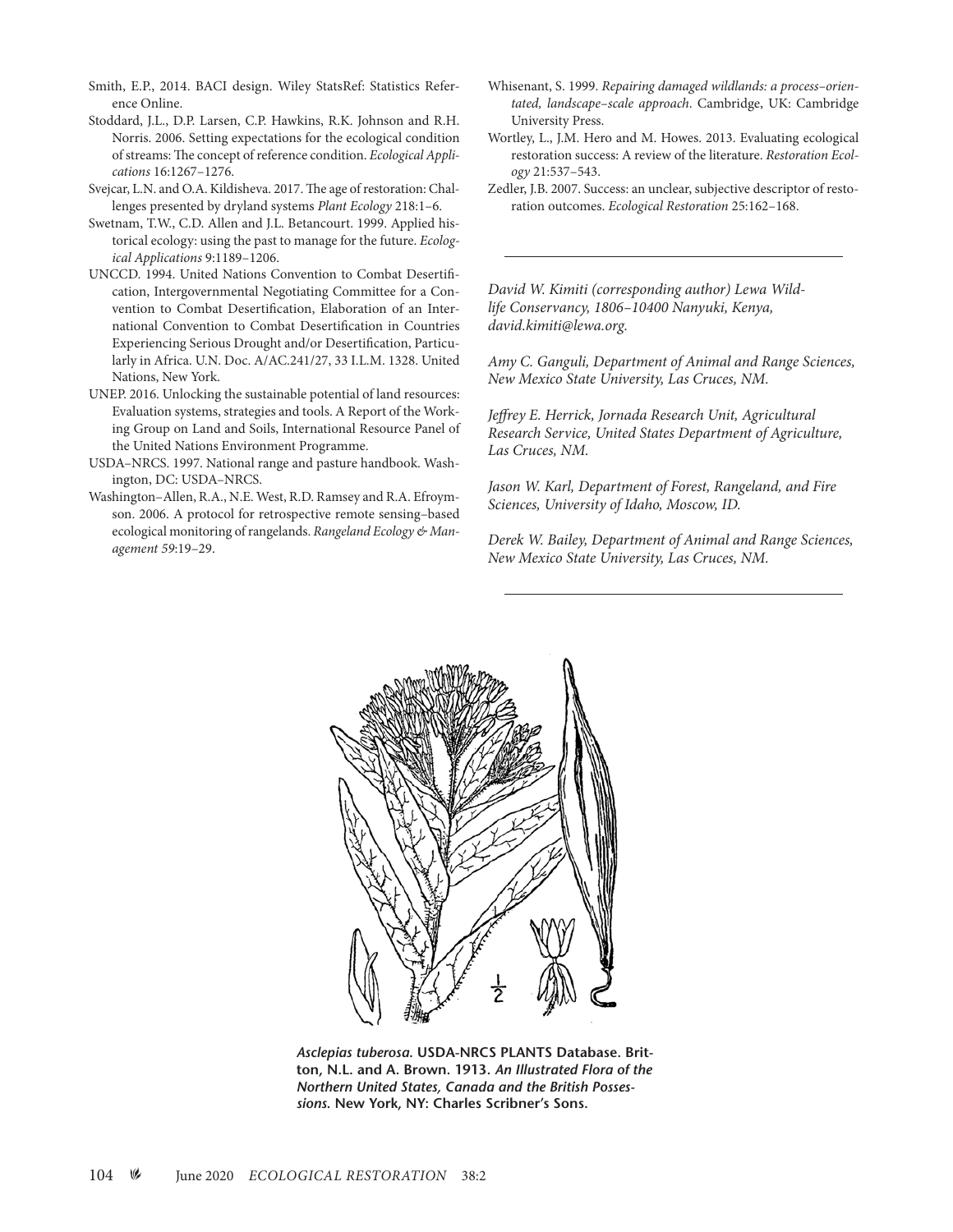Smith, E.P., 2014. BACI design. Wiley StatsRef: Statistics Reference Online.

Stoddard, J.L., D.P. Larsen, C.P. Hawkins, R.K. Johnson and R.H. Norris. 2006. Setting expectations for the ecological condition of streams: The concept of reference condition. *Ecological Applications* 16:1267–1276.

Svejcar, L.N. and O.A. Kildisheva. 2017. The age of restoration: Challenges presented by dryland systems *Plant Ecology* 218:1–6.

Swetnam, T.W., C.D. Allen and J.L. Betancourt. 1999. Applied historical ecology: using the past to manage for the future. *Ecological Applications* 9:1189–1206.

UNCCD. 1994. United Nations Convention to Combat Desertification, Intergovernmental Negotiating Committee for a Convention to Combat Desertification, Elaboration of an International Convention to Combat Desertification in Countries Experiencing Serious Drought and/or Desertification, Particularly in Africa. U.N. Doc. A/AC.241/27, 33 I.L.M. 1328. United Nations, New York.

UNEP. 2016. Unlocking the sustainable potential of land resources: Evaluation systems, strategies and tools. A Report of the Working Group on Land and Soils, International Resource Panel of the United Nations Environment Programme.

USDA–NRCS. 1997. National range and pasture handbook. Washington, DC: USDA–NRCS.

Washington–Allen, R.A., N.E. West, R.D. Ramsey and R.A. Efroymson. 2006. A protocol for retrospective remote sensing–based ecological monitoring of rangelands. *Rangeland Ecology & Management* 59:19–29.

Whisenant, S. 1999. *Repairing damaged wildlands: a process–orientated, landscape–scale approach*. Cambridge, UK: Cambridge University Press.

Wortley, L., J.M. Hero and M. Howes. 2013. Evaluating ecological restoration success: A review of the literature. *Restoration Ecology* 21:537–543.

Zedler, J.B. 2007. Success: an unclear, subjective descriptor of restoration outcomes. *Ecological Restoration* 25:162–168.

---

*David W. Kimiti (corresponding author) Lewa Wildlife Conservancy, 1806–10400 Nanyuki, Kenya, david.kimiti@lewa.org.*

*Amy C. Ganguli, Department of Animal and Range Sciences, New Mexico State University, Las Cruces, NM.*

*Jeffrey E. Herrick, Jornada Research Unit, Agricultural Research Service, United States Department of Agriculture, Las Cruces, NM.*

*Jason W. Karl, Department of Forest, Rangeland, and Fire Sciences, University of Idaho, Moscow, ID.*

*Derek W. Bailey, Department of Animal and Range Sciences, New Mexico State University, Las Cruces, NM.*

---

**_Asclepias tuberosa._ USDA-NRCS PLANTS Database. Britton, N.L. and A. Brown. 1913. _An Illustrated Flora of the Northern United States, Canada and the British Possessions._ New York, NY: Charles Scribner's Sons.**